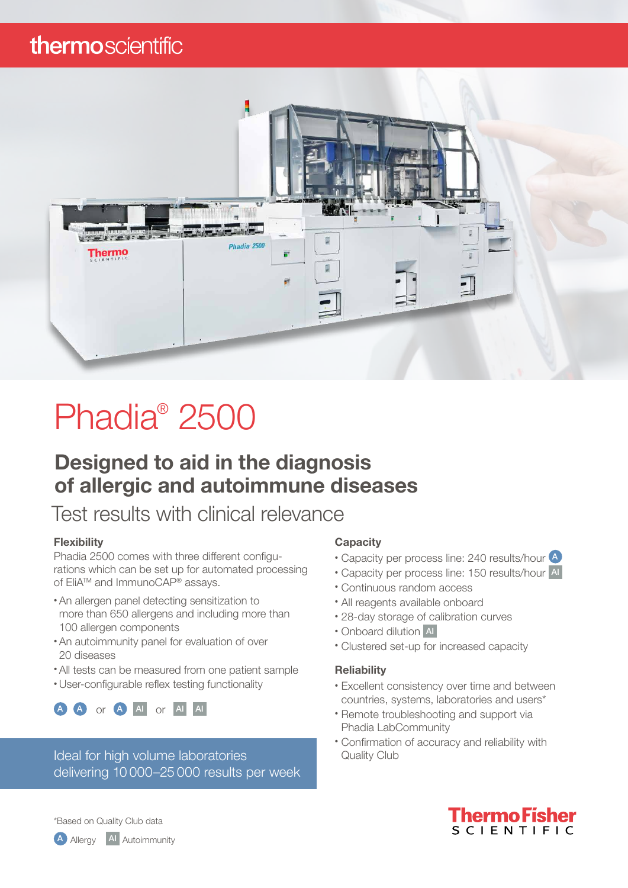# Phadia® 2500

## Designed to aid in the diagnosis of allergic and autoimmune diseases

Test results with clinical relevance

### Flexibility

Phadia 2500 comes with three different configurations which can be set up for automated processing of EliA™ and ImmunoCAP® assays.

- An allergen panel detecting sensitization to more than 650 allergens and including more than 100 allergen components
- An autoimmunity panel for evaluation of over 20 diseases
- All tests can be measured from one patient sample
- User-configurable reflex testing functionality

A A or A AI or AI AI

Ideal for high volume laboratories delivering 10 000–25 000 results per week

### Capacity

- Capacity per process line: 240 results/hour A
- Capacity per process line: 150 results/hour AI
- Continuous random access
- All reagents available onboard
- 28-day storage of calibration curves
- Onboard dilution AI
- Clustered set-up for increased capacity

### Reliability

- Excellent consistency over time and between countries, systems, laboratories and users*
- Remote troubleshooting and support via Phadia LabCommunity
- Confirmation of accuracy and reliability with Quality Club

*Based on Quality Club data

A Allergy AI Autoimmunity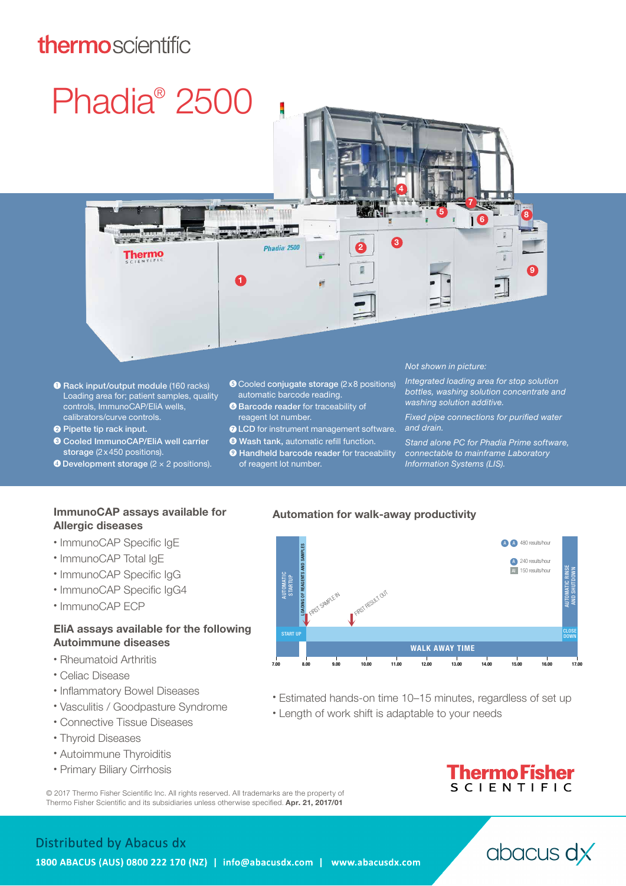thermoscientific

# Phadia® 2500

1. **Rack input/output module** (160 racks) Loading area for; patient samples, quality controls, ImmunoCAP/EliA wells, calibrators/curve controls.
2. **Pipette tip rack input.**
3. **Cooled ImmunoCAP/EliA well carrier storage** (2 x 450 positions).
4. **Development storage** (2 × 2 positions).
5. Cooled **conjugate storage** (2 x 8 positions) automatic barcode reading.
6. **Barcode reader** for traceability of reagent lot number.
7. **LCD** for instrument management software.
8. **Wash tank,** automatic refill function.
9. **Handheld barcode reader** for traceability of reagent lot number.

*Not shown in picture:*

*Integrated loading area for stop solution bottles, washing solution concentrate and washing solution additive.*

*Fixed pipe connections for purified water and drain.*

*Stand alone PC for Phadia Prime software, connectable to mainframe Laboratory Information Systems (LIS).*

### ImmunoCAP assays available for Allergic diseases

- ImmunoCAP Specific IgE
- ImmunoCAP Total IgE
- ImmunoCAP Specific IgG
- ImmunoCAP Specific IgG4
- ImmunoCAP ECP

### EliA assays available for the following Autoimmune diseases

- Rheumatoid Arthritis
- Celiac Disease
- Inflammatory Bowel Diseases
- Vasculitis / Goodpasture Syndrome
- Connective Tissue Diseases
- Thyroid Diseases
- Autoimmune Thyroiditis
- Primary Biliary Cirrhosis

### Automation for walk-away productivity

AUTOMATIC STARTUP
LOADING OF REAGENTS AND SAMPLES
FIRST SAMPLE IN
FIRST RESULT OUT
A A 480 results/hour
A 240 results/hour
AI 150 results/hour
AUTOMATIC RINSE AND SHUTDOWN
START UP
CLOSE DOWN
WALK AWAY TIME
7.00 8.00 9.00 10.00 11.00 12.00 13.00 14.00 15.00 16.00 17.00

- Estimated hands-on time 10–15 minutes, regardless of set up
- Length of work shift is adaptable to your needs

© 2017 Thermo Fisher Scientific Inc. All rights reserved. All trademarks are the property of Thermo Fisher Scientific and its subsidiaries unless otherwise specified. **Apr. 21, 2017/01**

ThermoFisher SCIENTIFIC

Distributed by Abacus dx

**1800 ABACUS (AUS) 0800 222 170 (NZ) | info@abacusdx.com | www.abacusdx.com**

abacus dx